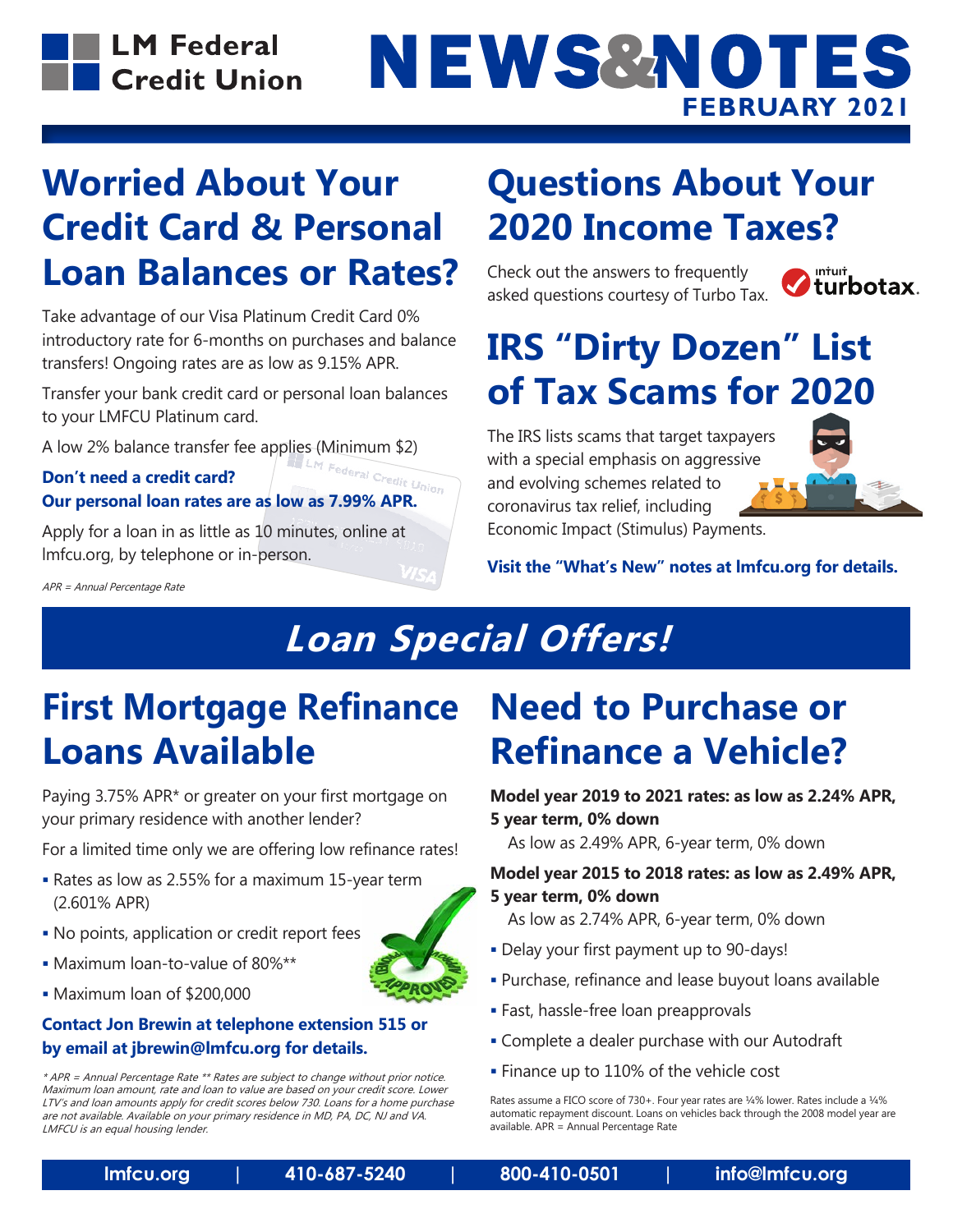# LM Federal Credit Union

# NEWS&NOTES

**FEBRUARY 2021**

## Worried About Your Credit Card & Personal Loan Balances or Rates?

Take advantage of our Visa Platinum Credit Card 0% introductory rate for 6-months on purchases and balance transfers! Ongoing rates are as low as 9.15% APR.

Transfer your bank credit card or personal loan balances to your LMFCU Platinum card.

A low 2% balance transfer fee applies (Minimum $2)

**Don't need a credit card?**
**Our personal loan rates are as low as 7.99% APR.**

Apply for a loan in as little as 10 minutes, online at lmfcu.org, by telephone or in-person.

*APR = Annual Percentage Rate*

## Questions About Your 2020 Income Taxes?

Check out the answers to frequently asked questions courtesy of Turbo Tax.

## IRS "Dirty Dozen" List of Tax Scams for 2020

The IRS lists scams that target taxpayers with a special emphasis on aggressive and evolving schemes related to coronavirus tax relief, including Economic Impact (Stimulus) Payments.

**Visit the "What's New" notes at lmfcu.org for details.**

# *Loan Special Offers!*

## First Mortgage Refinance Loans Available

Paying 3.75% APR* or greater on your first mortgage on your primary residence with another lender?

For a limited time only we are offering low refinance rates!

- Rates as low as 2.55% for a maximum 15-year term (2.601% APR)
- No points, application or credit report fees
- Maximum loan-to-value of 80%**
- Maximum loan of $200,000

**Contact Jon Brewin at telephone extension 515 or by email at jbrewin@lmfcu.org for details.**

*\* APR = Annual Percentage Rate \*\* Rates are subject to change without prior notice. Maximum loan amount, rate and loan to value are based on your credit score. Lower LTV's and loan amounts apply for credit scores below 730. Loans for a home purchase are not available. Available on your primary residence in MD, PA, DC, NJ and VA. LMFCU is an equal housing lender.*

## Need to Purchase or Refinance a Vehicle?

**Model year 2019 to 2021 rates: as low as 2.24% APR, 5 year term, 0% down**
As low as 2.49% APR, 6-year term, 0% down

**Model year 2015 to 2018 rates: as low as 2.49% APR, 5 year term, 0% down**
As low as 2.74% APR, 6-year term, 0% down

- Delay your first payment up to 90-days!
- Purchase, refinance and lease buyout loans available
- Fast, hassle-free loan preapprovals
- Complete a dealer purchase with our Autodraft
- Finance up to 110% of the vehicle cost

Rates assume a FICO score of 730+. Four year rates are ¼% lower. Rates include a ¼% automatic repayment discount. Loans on vehicles back through the 2008 model year are available. APR = Annual Percentage Rate

lmfcu.org | 410-687-5240 | 800-410-0501 | info@lmfcu.org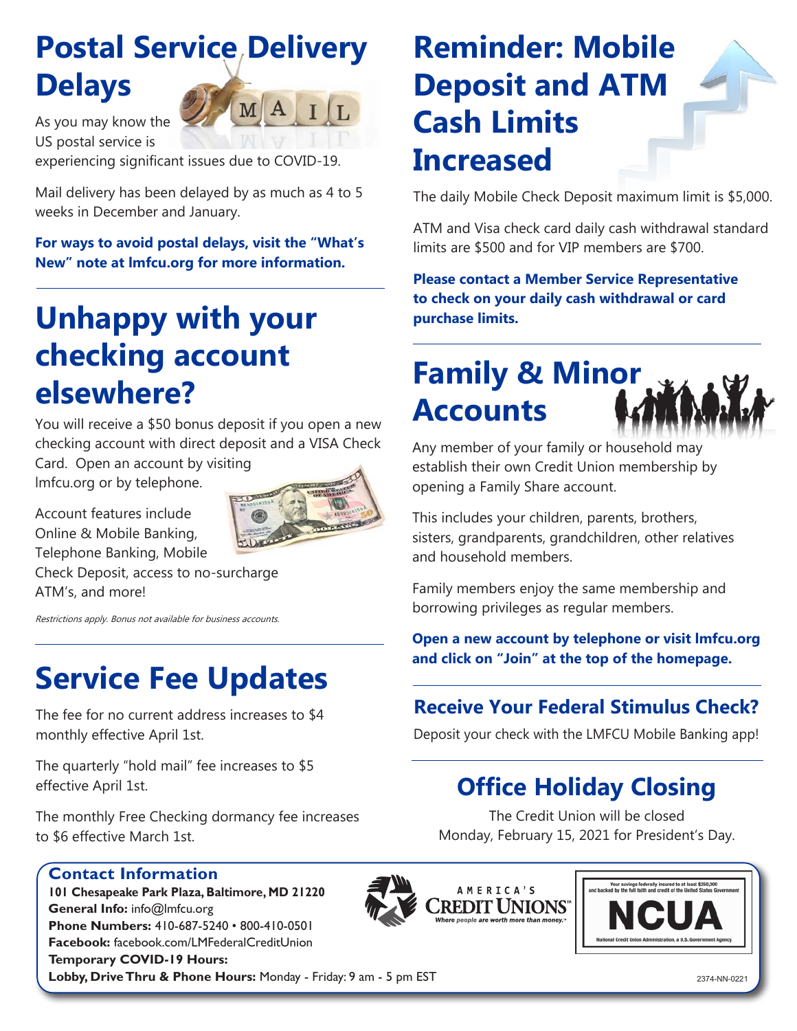## Postal Service Delivery Delays

As you may know the US postal service is experiencing significant issues due to COVID-19.

Mail delivery has been delayed by as much as 4 to 5 weeks in December and January.

**For ways to avoid postal delays, visit the "What's New" note at lmfcu.org for more information.**

## Unhappy with your checking account elsewhere?

You will receive a $50 bonus deposit if you open a new checking account with direct deposit and a VISA Check Card. Open an account by visiting lmfcu.org or by telephone.

Account features include Online & Mobile Banking, Telephone Banking, Mobile Check Deposit, access to no-surcharge ATM's, and more!

*Restrictions apply. Bonus not available for business accounts.*

## Service Fee Updates

The fee for no current address increases to $4 monthly effective April 1st.

The quarterly "hold mail" fee increases to $5 effective April 1st.

The monthly Free Checking dormancy fee increases to $6 effective March 1st.

## Reminder: Mobile Deposit and ATM Cash Limits Increased

The daily Mobile Check Deposit maximum limit is $5,000.

ATM and Visa check card daily cash withdrawal standard limits are $500 and for VIP members are $700.

**Please contact a Member Service Representative to check on your daily cash withdrawal or card purchase limits.**

## Family & Minor Accounts

Any member of your family or household may establish their own Credit Union membership by opening a Family Share account.

This includes your children, parents, brothers, sisters, grandparents, grandchildren, other relatives and household members.

Family members enjoy the same membership and borrowing privileges as regular members.

**Open a new account by telephone or visit lmfcu.org and click on "Join" at the top of the homepage.**

### Receive Your Federal Stimulus Check?

Deposit your check with the LMFCU Mobile Banking app!

## Office Holiday Closing

The Credit Union will be closed Monday, February 15, 2021 for President's Day.

### Contact Information

**101 Chesapeake Park Plaza, Baltimore, MD 21220**
**General Info:** info@lmfcu.org
**Phone Numbers:** 410-687-5240 • 800-410-0501
**Facebook:** facebook.com/LMFederalCreditUnion
**Temporary COVID-19 Hours:**
**Lobby, Drive Thru & Phone Hours:** Monday - Friday: 9 am - 5 pm EST

AMERICA'S CREDIT UNIONS™ Where people are worth more than money.℠

Your savings federally insured to at least $250,000 and backed by the full faith and credit of the United States Government
NCUA
National Credit Union Administration, a U.S. Government Agency

2374-NN-0221